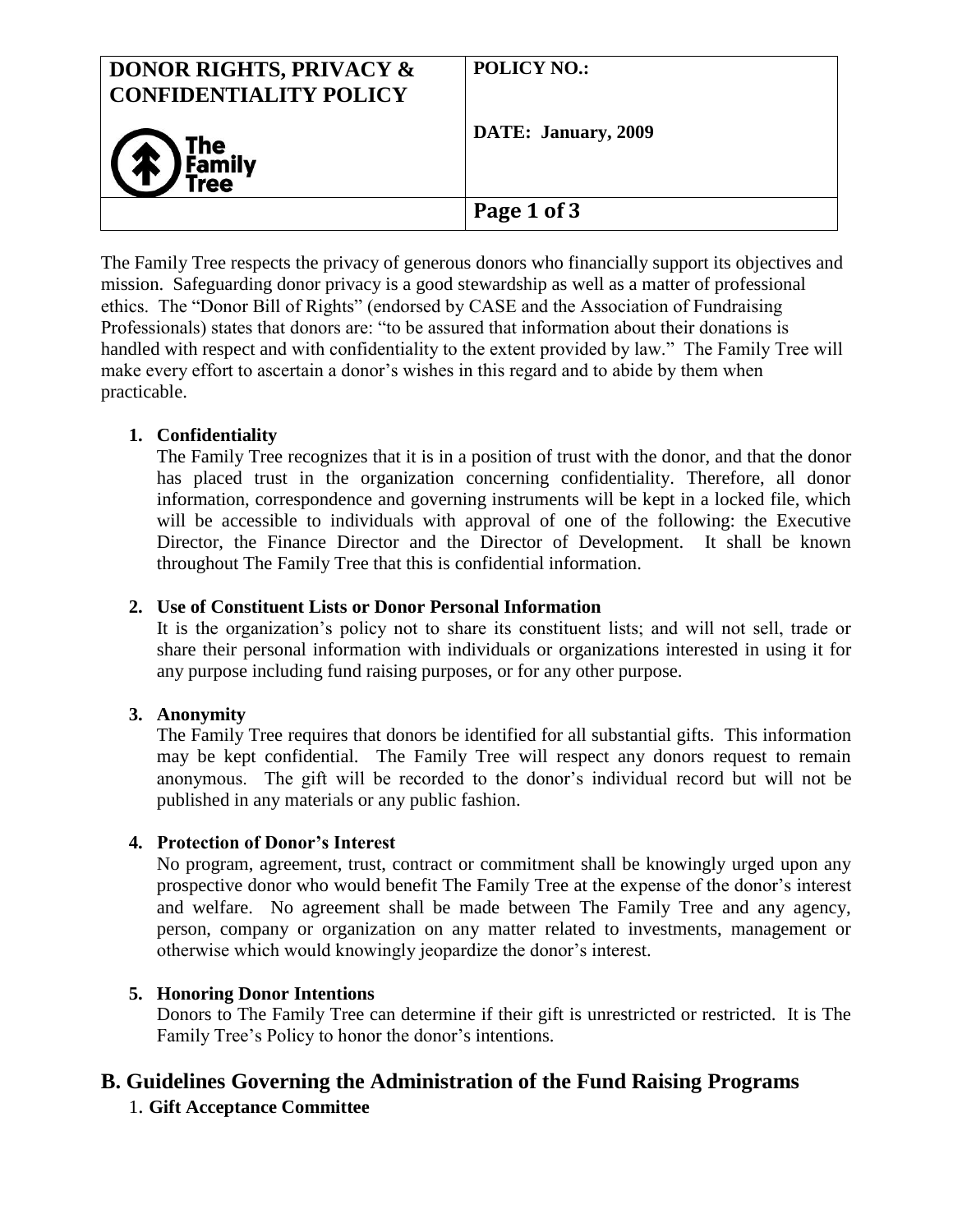| DONOR RIGHTS, PRIVACY & CONFIDENTIALITY POLICY | POLICY NO.: |
| --- | --- |
| The Family Tree | DATE: January, 2009 |

The Family Tree respects the privacy of generous donors who financially support its objectives and mission. Safeguarding donor privacy is a good stewardship as well as a matter of professional ethics. The "Donor Bill of Rights" (endorsed by CASE and the Association of Fundraising Professionals) states that donors are: "to be assured that information about their donations is handled with respect and with confidentiality to the extent provided by law." The Family Tree will make every effort to ascertain a donor's wishes in this regard and to abide by them when practicable.

1. **Confidentiality**
   The Family Tree recognizes that it is in a position of trust with the donor, and that the donor has placed trust in the organization concerning confidentiality. Therefore, all donor information, correspondence and governing instruments will be kept in a locked file, which will be accessible to individuals with approval of one of the following: the Executive Director, the Finance Director and the Director of Development. It shall be known throughout The Family Tree that this is confidential information.

2. **Use of Constituent Lists or Donor Personal Information**
   It is the organization's policy not to share its constituent lists; and will not sell, trade or share their personal information with individuals or organizations interested in using it for any purpose including fund raising purposes, or for any other purpose.

3. **Anonymity**
   The Family Tree requires that donors be identified for all substantial gifts. This information may be kept confidential. The Family Tree will respect any donors request to remain anonymous. The gift will be recorded to the donor's individual record but will not be published in any materials or any public fashion.

4. **Protection of Donor's Interest**
   No program, agreement, trust, contract or commitment shall be knowingly urged upon any prospective donor who would benefit The Family Tree at the expense of the donor's interest and welfare. No agreement shall be made between The Family Tree and any agency, person, company or organization on any matter related to investments, management or otherwise which would knowingly jeopardize the donor's interest.

5. **Honoring Donor Intentions**
   Donors to The Family Tree can determine if their gift is unrestricted or restricted. It is The Family Tree's Policy to honor the donor's intentions.

## B. Guidelines Governing the Administration of the Fund Raising Programs

1. **Gift Acceptance Committee**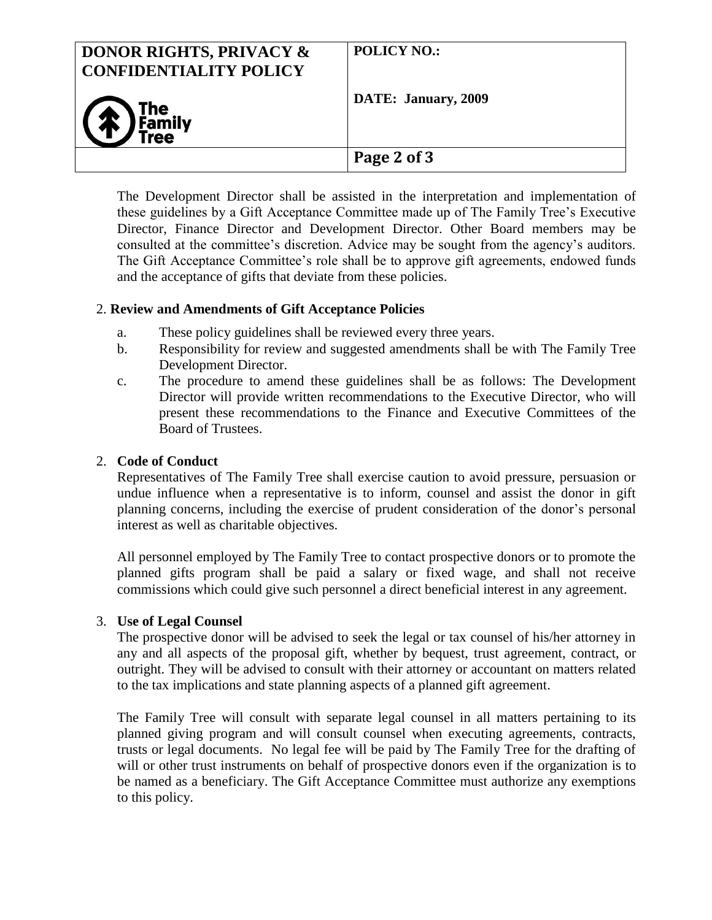The Development Director shall be assisted in the interpretation and implementation of these guidelines by a Gift Acceptance Committee made up of The Family Tree's Executive Director, Finance Director and Development Director. Other Board members may be consulted at the committee's discretion. Advice may be sought from the agency's auditors. The Gift Acceptance Committee's role shall be to approve gift agreements, endowed funds and the acceptance of gifts that deviate from these policies.

2. **Review and Amendments of Gift Acceptance Policies**

   a. These policy guidelines shall be reviewed every three years.

   b. Responsibility for review and suggested amendments shall be with The Family Tree Development Director.

   c. The procedure to amend these guidelines shall be as follows: The Development Director will provide written recommendations to the Executive Director, who will present these recommendations to the Finance and Executive Committees of the Board of Trustees.

2. **Code of Conduct**

   Representatives of The Family Tree shall exercise caution to avoid pressure, persuasion or undue influence when a representative is to inform, counsel and assist the donor in gift planning concerns, including the exercise of prudent consideration of the donor's personal interest as well as charitable objectives.

   All personnel employed by The Family Tree to contact prospective donors or to promote the planned gifts program shall be paid a salary or fixed wage, and shall not receive commissions which could give such personnel a direct beneficial interest in any agreement.

3. **Use of Legal Counsel**

   The prospective donor will be advised to seek the legal or tax counsel of his/her attorney in any and all aspects of the proposal gift, whether by bequest, trust agreement, contract, or outright. They will be advised to consult with their attorney or accountant on matters related to the tax implications and state planning aspects of a planned gift agreement.

   The Family Tree will consult with separate legal counsel in all matters pertaining to its planned giving program and will consult counsel when executing agreements, contracts, trusts or legal documents. No legal fee will be paid by The Family Tree for the drafting of will or other trust instruments on behalf of prospective donors even if the organization is to be named as a beneficiary. The Gift Acceptance Committee must authorize any exemptions to this policy.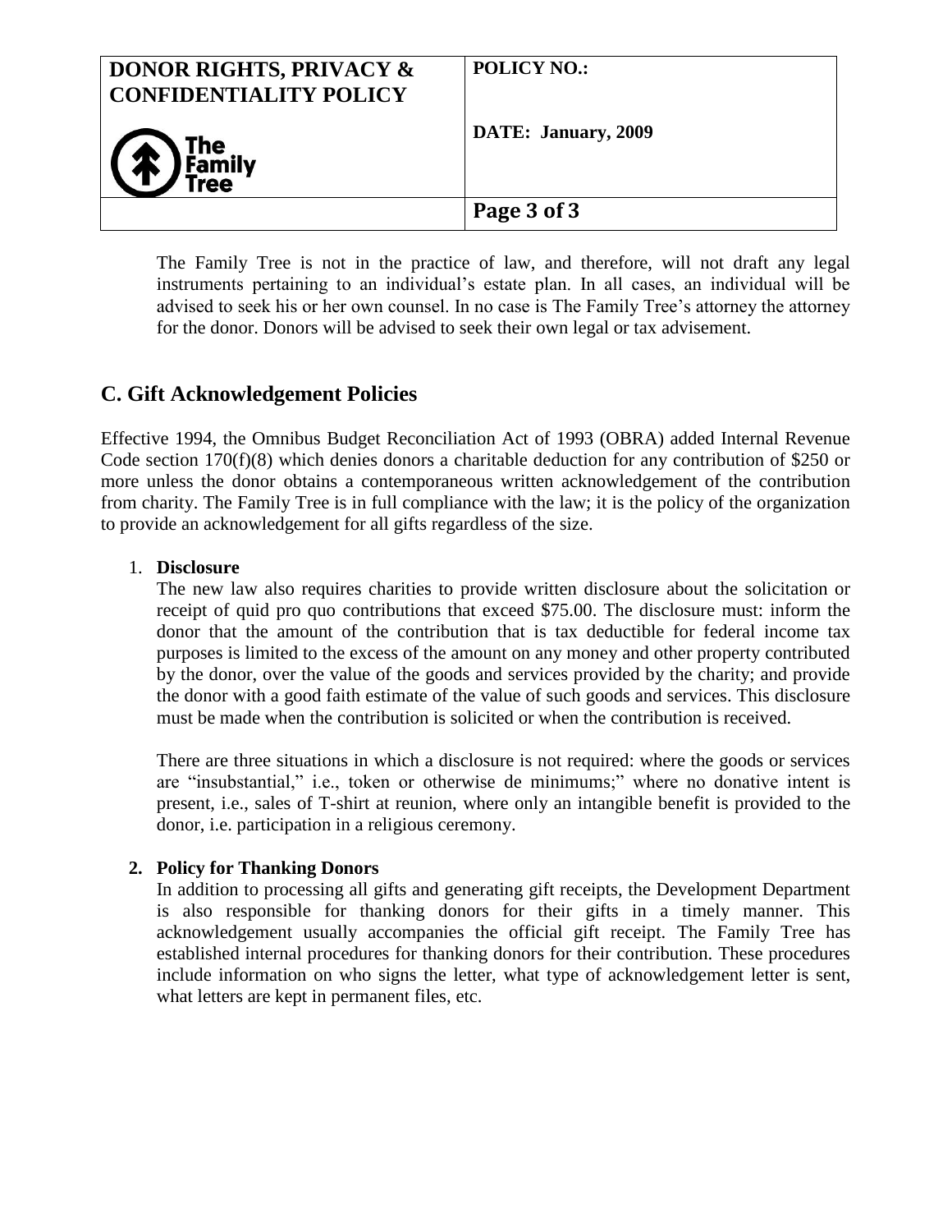The Family Tree is not in the practice of law, and therefore, will not draft any legal instruments pertaining to an individual's estate plan. In all cases, an individual will be advised to seek his or her own counsel. In no case is The Family Tree's attorney the attorney for the donor. Donors will be advised to seek their own legal or tax advisement.

## C. Gift Acknowledgement Policies

Effective 1994, the Omnibus Budget Reconciliation Act of 1993 (OBRA) added Internal Revenue Code section 170(f)(8) which denies donors a charitable deduction for any contribution of $250 or more unless the donor obtains a contemporaneous written acknowledgement of the contribution from charity. The Family Tree is in full compliance with the law; it is the policy of the organization to provide an acknowledgement for all gifts regardless of the size.

1. **Disclosure**

   The new law also requires charities to provide written disclosure about the solicitation or receipt of quid pro quo contributions that exceed $75.00. The disclosure must: inform the donor that the amount of the contribution that is tax deductible for federal income tax purposes is limited to the excess of the amount on any money and other property contributed by the donor, over the value of the goods and services provided by the charity; and provide the donor with a good faith estimate of the value of such goods and services. This disclosure must be made when the contribution is solicited or when the contribution is received.

   There are three situations in which a disclosure is not required: where the goods or services are "insubstantial," i.e., token or otherwise de minimums;" where no donative intent is present, i.e., sales of T-shirt at reunion, where only an intangible benefit is provided to the donor, i.e. participation in a religious ceremony.

2. **Policy for Thanking Donors**

   In addition to processing all gifts and generating gift receipts, the Development Department is also responsible for thanking donors for their gifts in a timely manner. This acknowledgement usually accompanies the official gift receipt. The Family Tree has established internal procedures for thanking donors for their contribution. These procedures include information on who signs the letter, what type of acknowledgement letter is sent, what letters are kept in permanent files, etc.